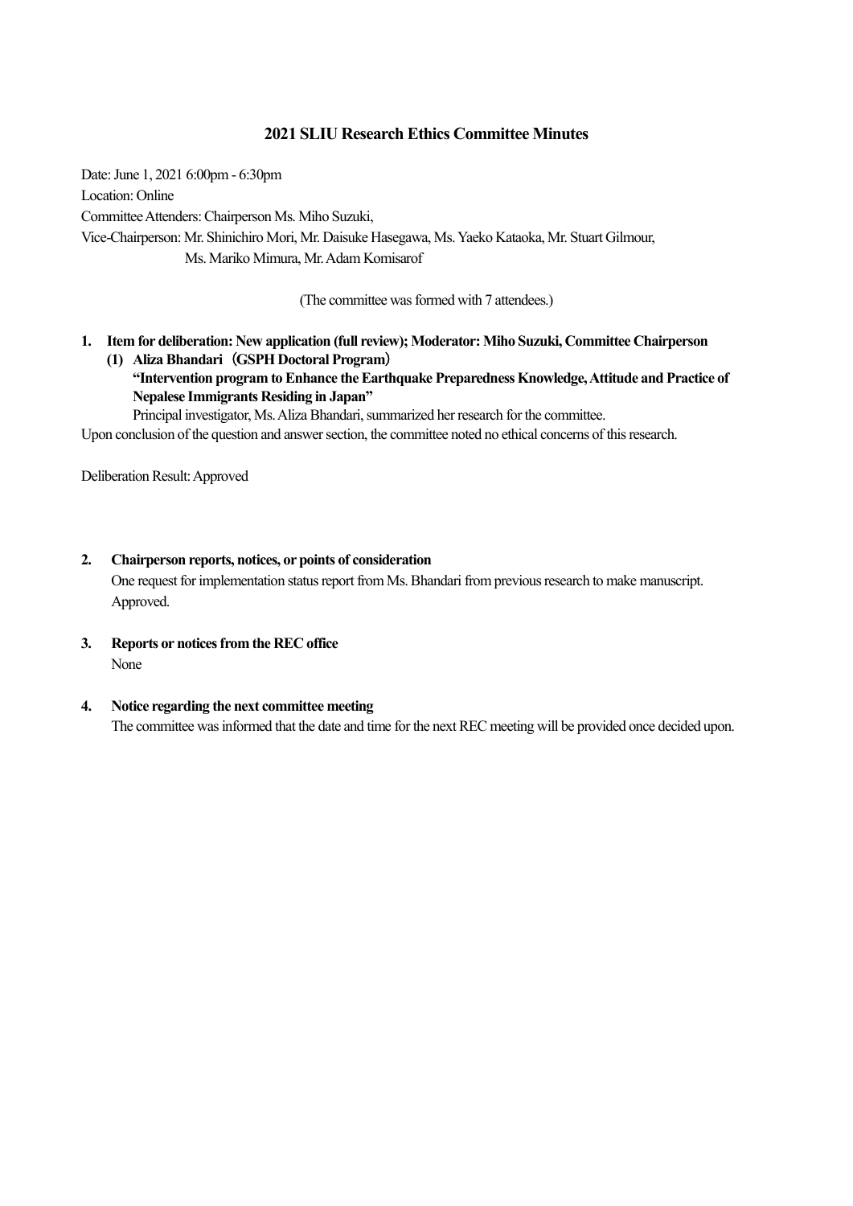# 2021 SLIU Research Ethics Committee Minutes

Date: June 1, 2021 6:00pm - 6:30pm

Location: Online

Committee Attenders: Chairperson Ms. Miho Suzuki,

Vice-Chairperson: Mr. Shinichiro Mori, Mr. Daisuke Hasegawa, Ms. Yaeko Kataoka, Mr. Stuart Gilmour, Ms. Mariko Mimura, Mr. Adam Komisarof

(The committee was formed with 7 attendees.)

1. **Item for deliberation: New application (full review); Moderator: Miho Suzuki, Committee Chairperson**
   **(1) Aliza Bhandari（GSPH Doctoral Program）**
   **"Intervention program to Enhance the Earthquake Preparedness Knowledge, Attitude and Practice of Nepalese Immigrants Residing in Japan"**
   Principal investigator, Ms. Aliza Bhandari, summarized her research for the committee.

Upon conclusion of the question and answer section, the committee noted no ethical concerns of this research.

Deliberation Result: Approved

2. **Chairperson reports, notices, or points of consideration**
   One request for implementation status report from Ms. Bhandari from previous research to make manuscript. Approved.

3. **Reports or notices from the REC office**
   None

4. **Notice regarding the next committee meeting**
   The committee was informed that the date and time for the next REC meeting will be provided once decided upon.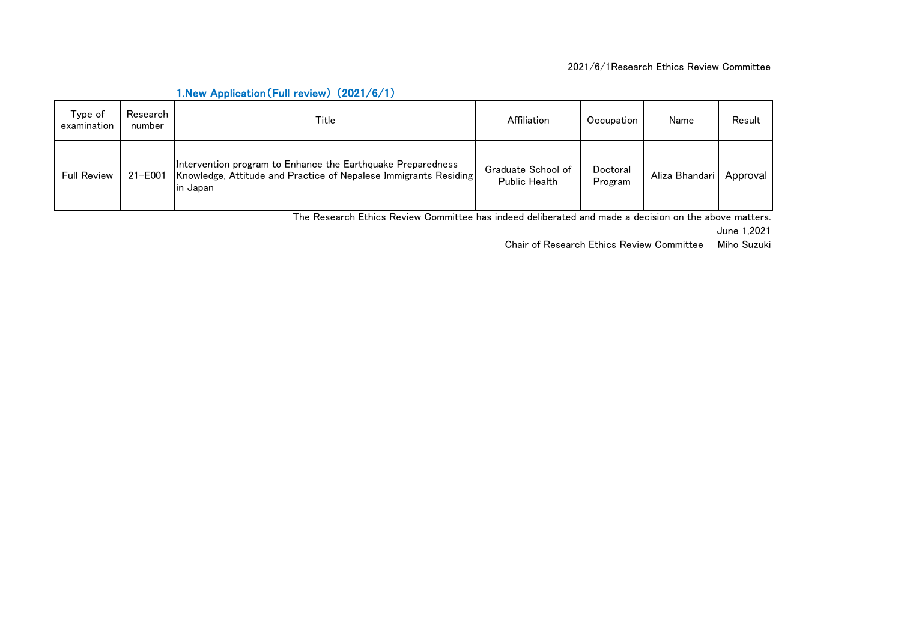2021/6/1Research Ethics Review Committee

## 1.New Application（Full review）（2021/6/1）

| Type of examination | Research number | Title | Affiliation | Occupation | Name | Result |
|---|---|---|---|---|---|---|
| Full Review | 21-E001 | Intervention program to Enhance the Earthquake Preparedness Knowledge, Attitude and Practice of Nepalese Immigrants Residing in Japan | Graduate School of Public Health | Doctoral Program | Aliza Bhandari | Approval |

The Research Ethics Review Committee has indeed deliberated and made a decision on the above matters.

June 1,2021

Chair of Research Ethics Review Committee　Miho Suzuki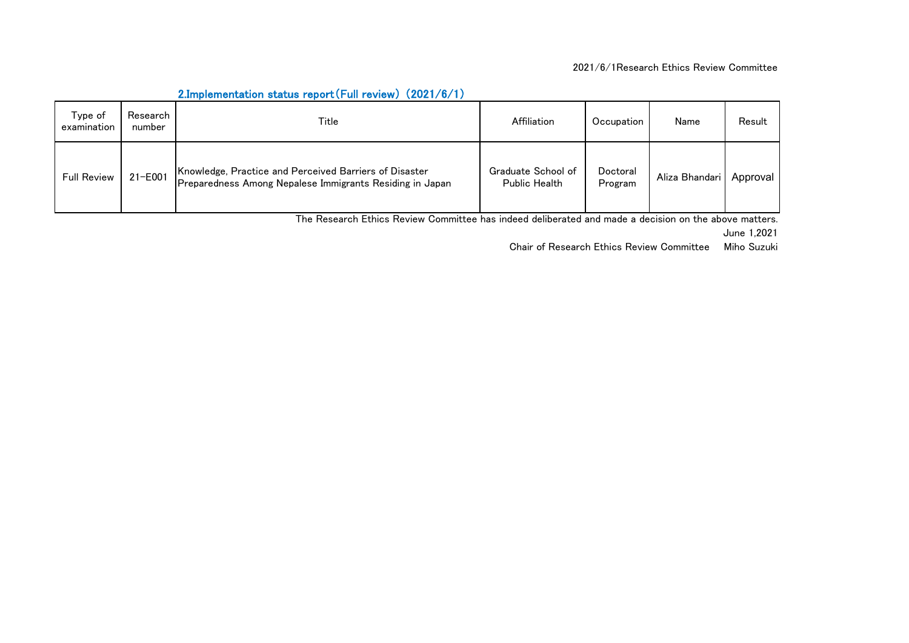2021/6/1Research Ethics Review Committee

## 2.Implementation status report（Full review）（2021/6/1）

| Type of examination | Research number | Title | Affiliation | Occupation | Name | Result |
|---|---|---|---|---|---|---|
| Full Review | 21-E001 | Knowledge, Practice and Perceived Barriers of Disaster Preparedness Among Nepalese Immigrants Residing in Japan | Graduate School of Public Health | Doctoral Program | Aliza Bhandari | Approval |

The Research Ethics Review Committee has indeed deliberated and made a decision on the above matters.

June 1,2021

Chair of Research Ethics Review Committee　Miho Suzuki